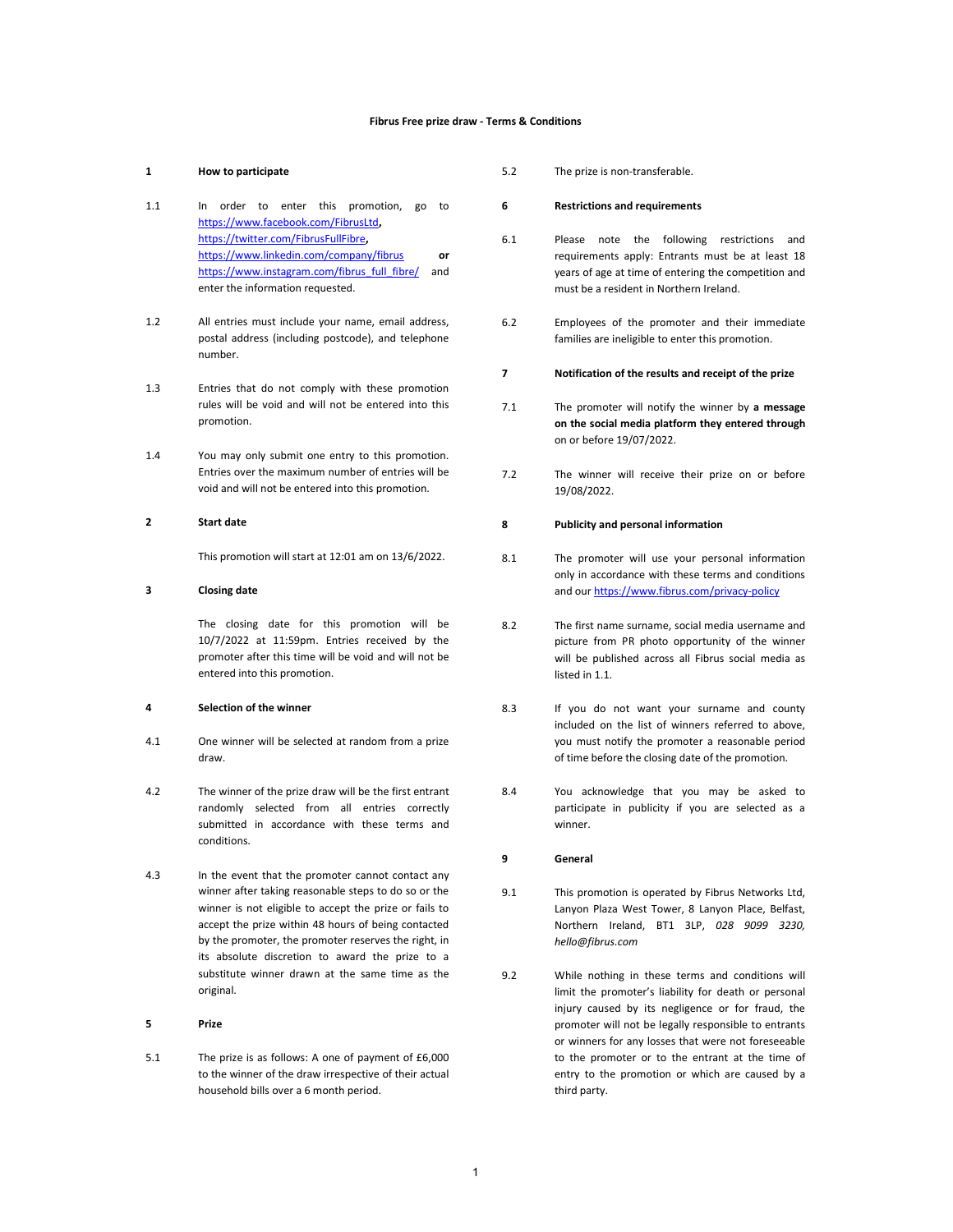# Fibrus Free prize draw - Terms & Conditions

## 1 How to participate

1.1 In order to enter this promotion, go to https://www.facebook.com/FibrusLtd**,** https://twitter.com/FibrusFullFibre**,** https://www.linkedin.com/company/fibrus **or** https://www.instagram.com/fibrus_full_fibre/ and enter the information requested.

1.2 All entries must include your name, email address, postal address (including postcode), and telephone number.

1.3 Entries that do not comply with these promotion rules will be void and will not be entered into this promotion.

1.4 You may only submit one entry to this promotion. Entries over the maximum number of entries will be void and will not be entered into this promotion.

## 2 Start date

This promotion will start at 12:01 am on 13/6/2022.

## 3 Closing date

The closing date for this promotion will be 10/7/2022 at 11:59pm. Entries received by the promoter after this time will be void and will not be entered into this promotion.

## 4 Selection of the winner

4.1 One winner will be selected at random from a prize draw.

4.2 The winner of the prize draw will be the first entrant randomly selected from all entries correctly submitted in accordance with these terms and conditions.

4.3 In the event that the promoter cannot contact any winner after taking reasonable steps to do so or the winner is not eligible to accept the prize or fails to accept the prize within 48 hours of being contacted by the promoter, the promoter reserves the right, in its absolute discretion to award the prize to a substitute winner drawn at the same time as the original.

## 5 Prize

5.1 The prize is as follows: A one of payment of £6,000 to the winner of the draw irrespective of their actual household bills over a 6 month period.

5.2 The prize is non-transferable.

## 6 Restrictions and requirements

6.1 Please note the following restrictions and requirements apply: Entrants must be at least 18 years of age at time of entering the competition and must be a resident in Northern Ireland.

6.2 Employees of the promoter and their immediate families are ineligible to enter this promotion.

## 7 Notification of the results and receipt of the prize

7.1 The promoter will notify the winner by **a message on the social media platform they entered through** on or before 19/07/2022.

7.2 The winner will receive their prize on or before 19/08/2022.

## 8 Publicity and personal information

8.1 The promoter will use your personal information only in accordance with these terms and conditions and our https://www.fibrus.com/privacy-policy

8.2 The first name surname, social media username and picture from PR photo opportunity of the winner will be published across all Fibrus social media as listed in 1.1.

8.3 If you do not want your surname and county included on the list of winners referred to above, you must notify the promoter a reasonable period of time before the closing date of the promotion.

8.4 You acknowledge that you may be asked to participate in publicity if you are selected as a winner.

## 9 General

9.1 This promotion is operated by Fibrus Networks Ltd, Lanyon Plaza West Tower, 8 Lanyon Place, Belfast, Northern Ireland, BT1 3LP, *028 9099 3230, hello@fibrus.com*

9.2 While nothing in these terms and conditions will limit the promoter's liability for death or personal injury caused by its negligence or for fraud, the promoter will not be legally responsible to entrants or winners for any losses that were not foreseeable to the promoter or to the entrant at the time of entry to the promotion or which are caused by a third party.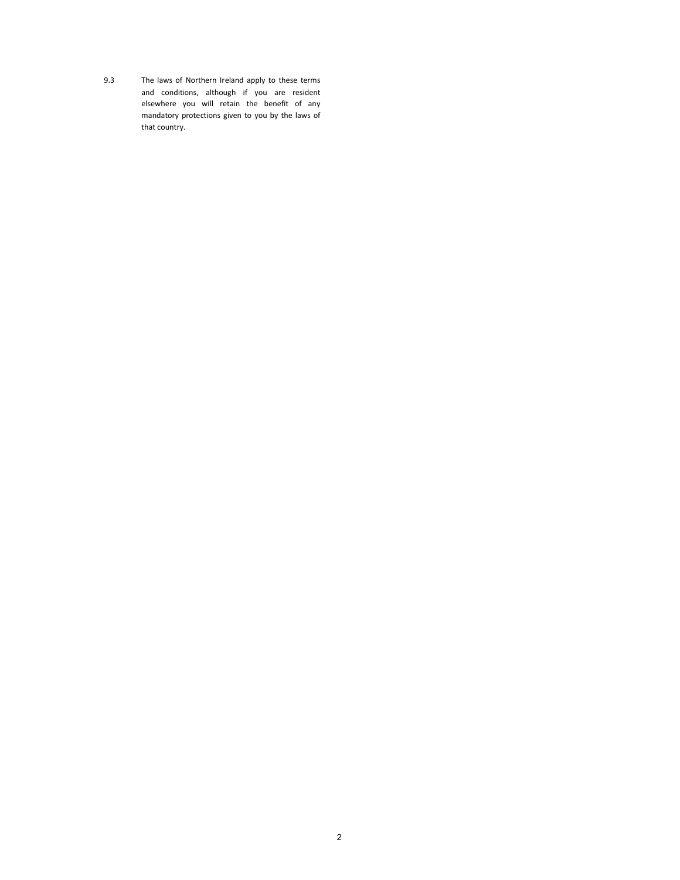9.3 The laws of Northern Ireland apply to these terms and conditions, although if you are resident elsewhere you will retain the benefit of any mandatory protections given to you by the laws of that country.